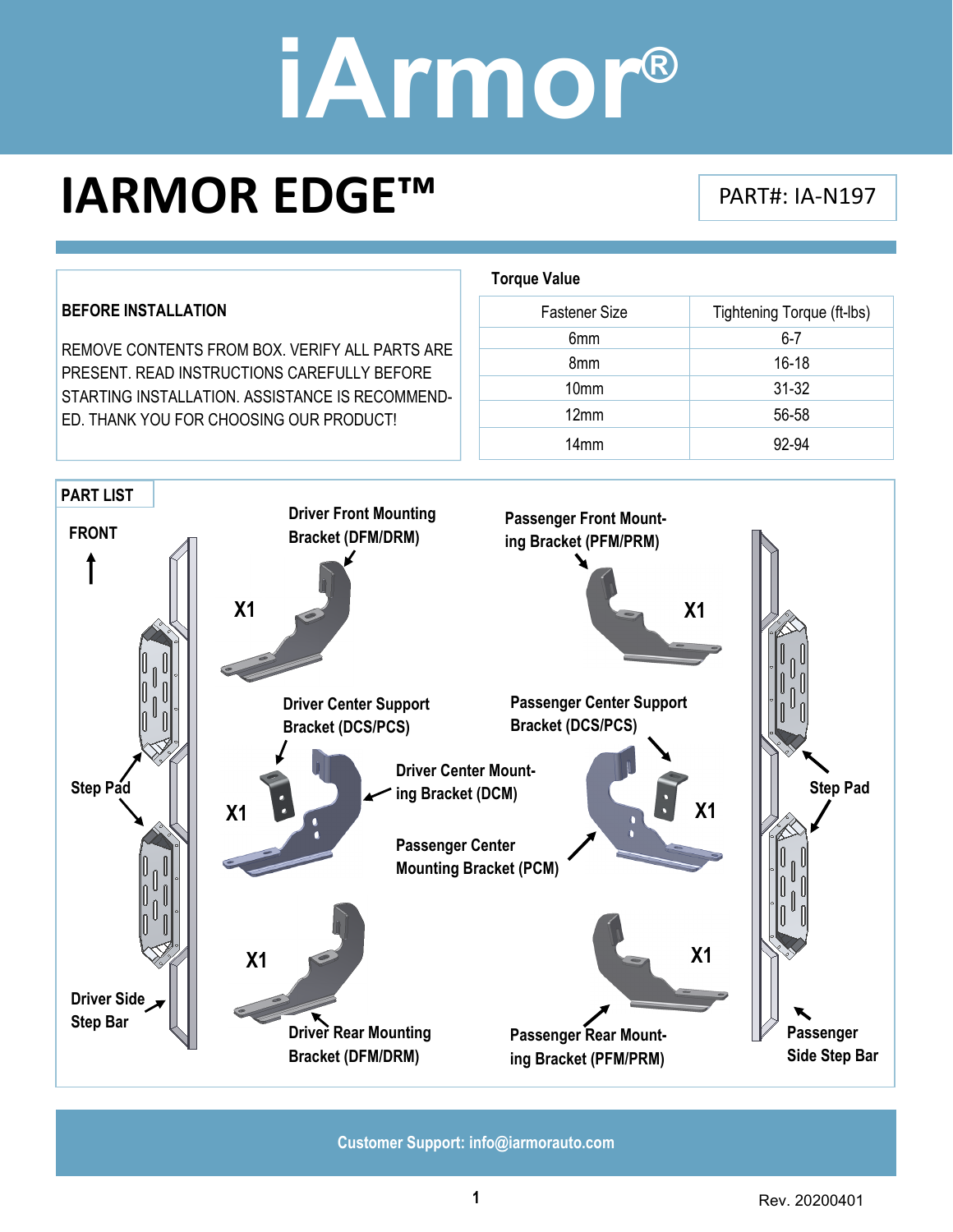# iArmor®

## IARMOR EDGE™

PART#: IA-N197

**BEFORE INSTALLATION**

REMOVE CONTENTS FROM BOX. VERIFY ALL PARTS ARE PRESENT. READ INSTRUCTIONS CAREFULLY BEFORE STARTING INSTALLATION. ASSISTANCE IS RECOMMENDED. THANK YOU FOR CHOOSING OUR PRODUCT!

**Torque Value**

| Fastener Size | Tightening Torque (ft-lbs) |
|---|---|
| 6mm | 6-7 |
| 8mm | 16-18 |
| 10mm | 31-32 |
| 12mm | 56-58 |
| 14mm | 92-94 |

**PART LIST**

FRONT

- Driver Front Mounting Bracket (DFM/DRM) X1
- Passenger Front Mounting Bracket (PFM/PRM) X1
- Driver Center Support Bracket (DCS/PCS) X1
- Driver Center Mounting Bracket (DCM)
- Passenger Center Support Bracket (DCS/PCS) X1
- Passenger Center Mounting Bracket (PCM)
- Driver Rear Mounting Bracket (DFM/DRM) X1
- Passenger Rear Mounting Bracket (PFM/PRM) X1
- Step Pad
- Driver Side Step Bar
- Passenger Side Step Bar

Customer Support: info@iarmorauto.com

Rev. 20200401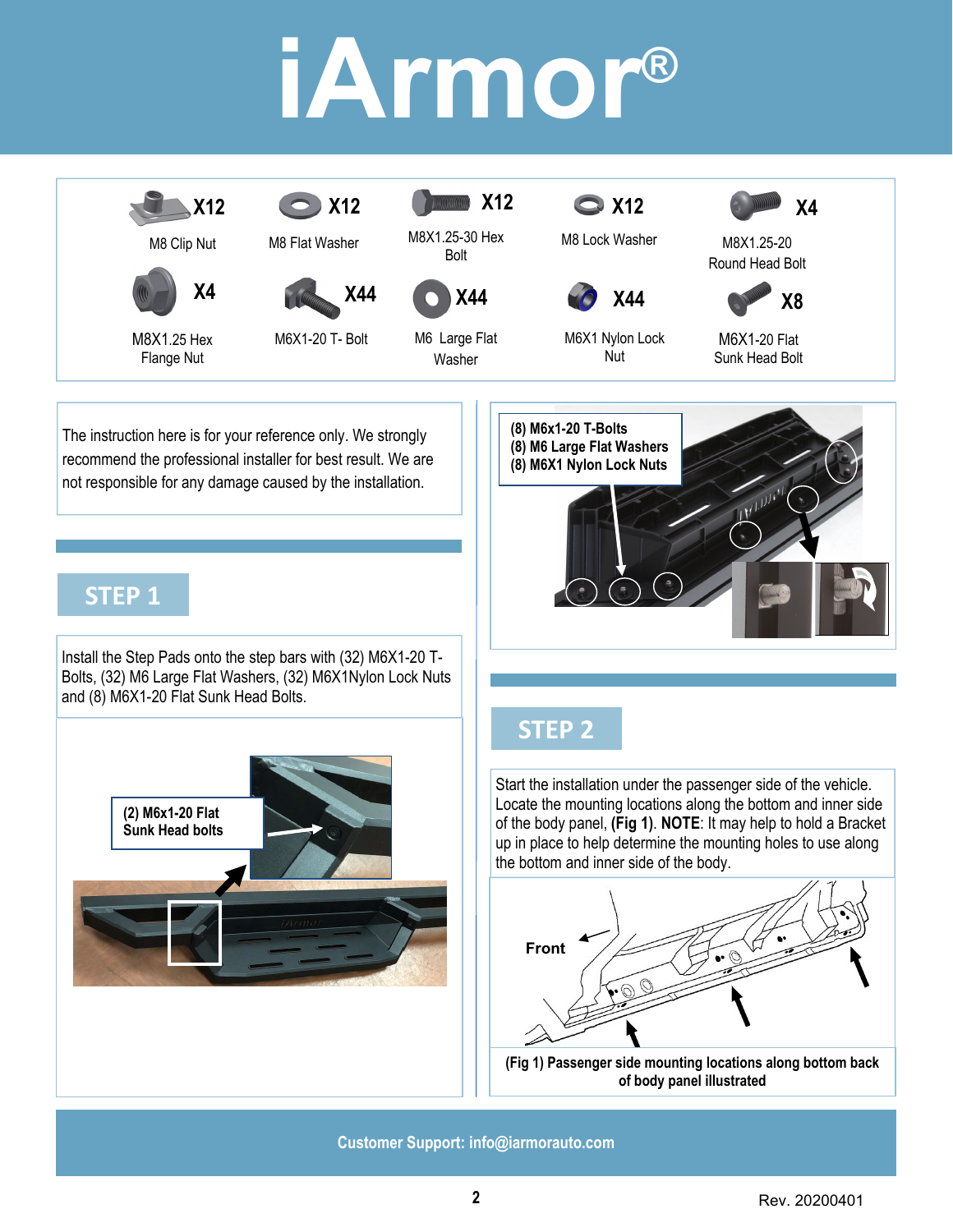# iArmor®

| Part | Qty |
| --- | --- |
| M8 Clip Nut | X12 |
| M8 Flat Washer | X12 |
| M8X1.25-30 Hex Bolt | X12 |
| M8 Lock Washer | X12 |
| M8X1.25-20 Round Head Bolt | X4 |
| M8X1.25 Hex Flange Nut | X4 |
| M6X1-20 T- Bolt | X44 |
| M6 Large Flat Washer | X44 |
| M6X1 Nylon Lock Nut | X44 |
| M6X1-20 Flat Sunk Head Bolt | X8 |

The instruction here is for your reference only. We strongly recommend the professional installer for best result. We are not responsible for any damage caused by the installation.

## STEP 1

Install the Step Pads onto the step bars with (32) M6X1-20 T-Bolts, (32) M6 Large Flat Washers, (32) M6X1Nylon Lock Nuts and (8) M6X1-20 Flat Sunk Head Bolts.

**(2) M6x1-20 Flat Sunk Head bolts**

**(8) M6x1-20 T-Bolts**
**(8) M6 Large Flat Washers**
**(8) M6X1 Nylon Lock Nuts**

## STEP 2

Start the installation under the passenger side of the vehicle. Locate the mounting locations along the bottom and inner side of the body panel, **(Fig 1)**. **NOTE**: It may help to hold a Bracket up in place to help determine the mounting holes to use along the bottom and inner side of the body.

Front

**(Fig 1) Passenger side mounting locations along bottom back of body panel illustrated**

Customer Support: info@iarmorauto.com

Rev. 20200401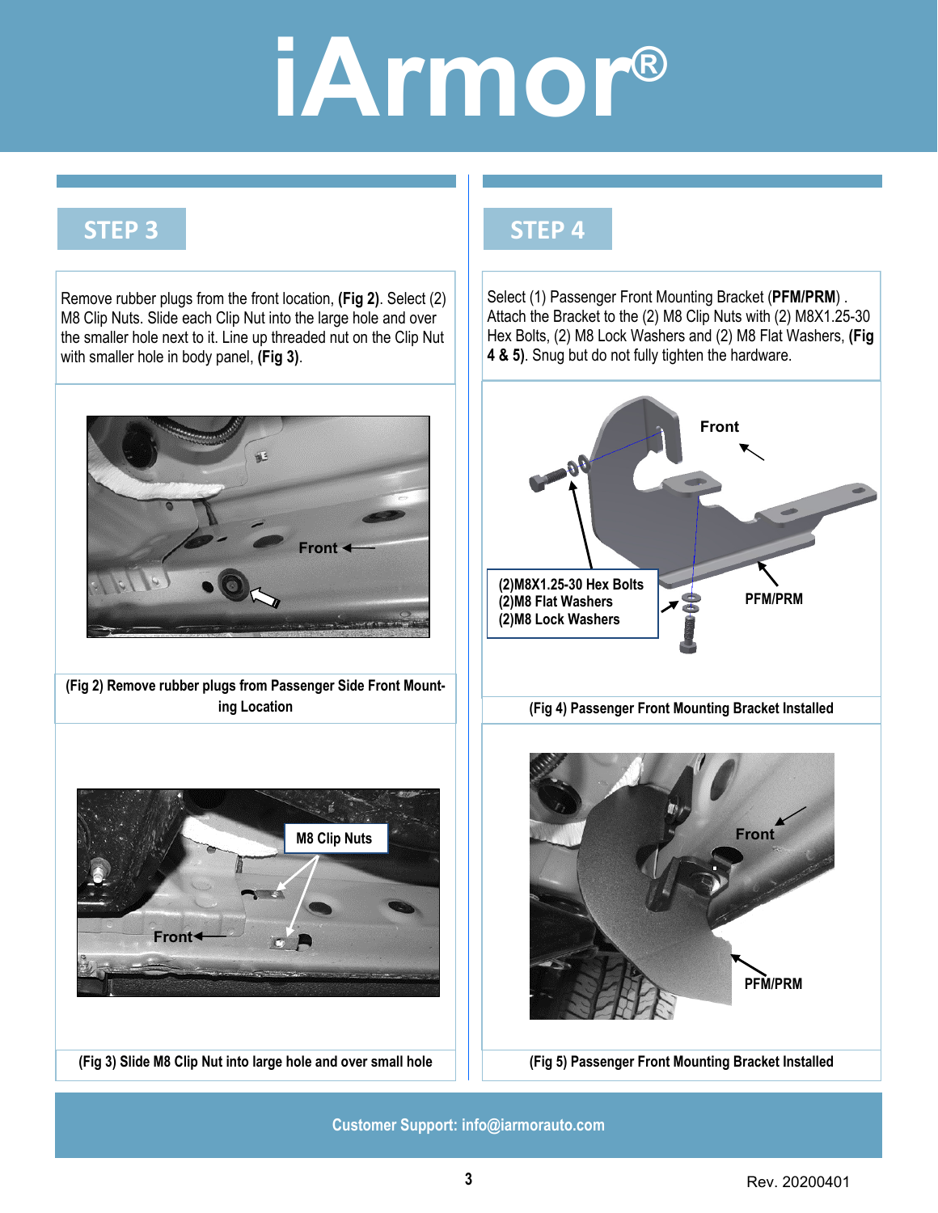## STEP 3

Remove rubber plugs from the front location, **(Fig 2)**. Select (2) M8 Clip Nuts. Slide each Clip Nut into the large hole and over the smaller hole next to it. Line up threaded nut on the Clip Nut with smaller hole in body panel, **(Fig 3)**.

**(Fig 2) Remove rubber plugs from Passenger Side Front Mounting Location**

**(Fig 3) Slide M8 Clip Nut into large hole and over small hole**

## STEP 4

Select (1) Passenger Front Mounting Bracket (**PFM/PRM**) . Attach the Bracket to the (2) M8 Clip Nuts with (2) M8X1.25-30 Hex Bolts, (2) M8 Lock Washers and (2) M8 Flat Washers, **(Fig 4 & 5)**. Snug but do not fully tighten the hardware.

**(Fig 4) Passenger Front Mounting Bracket Installed**

**(Fig 5) Passenger Front Mounting Bracket Installed**

**Customer Support: info@iarmorauto.com**

Rev. 20200401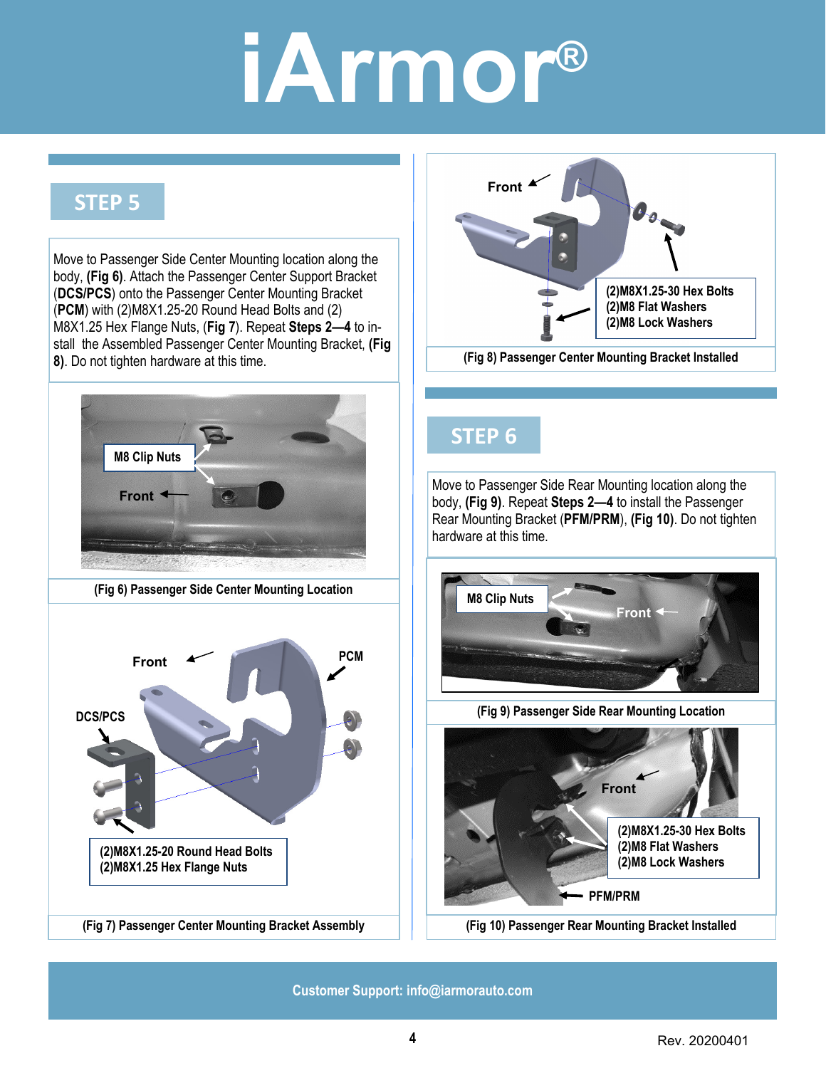# iArmor®

## STEP 5

Move to Passenger Side Center Mounting location along the body, **(Fig 6)**. Attach the Passenger Center Support Bracket (**DCS/PCS**) onto the Passenger Center Mounting Bracket (**PCM**) with (2)M8X1.25-20 Round Head Bolts and (2) M8X1.25 Hex Flange Nuts, (**Fig 7**). Repeat **Steps 2—4** to install the Assembled Passenger Center Mounting Bracket, **(Fig 8)**. Do not tighten hardware at this time.

M8 Clip Nuts

Front

**(Fig 6) Passenger Side Center Mounting Location**

Front

PCM

DCS/PCS

(2)M8X1.25-20 Round Head Bolts
(2)M8X1.25 Hex Flange Nuts

**(Fig 7) Passenger Center Mounting Bracket Assembly**

Front

(2)M8X1.25-30 Hex Bolts
(2)M8 Flat Washers
(2)M8 Lock Washers

**(Fig 8) Passenger Center Mounting Bracket Installed**

## STEP 6

Move to Passenger Side Rear Mounting location along the body, **(Fig 9)**. Repeat **Steps 2—4** to install the Passenger Rear Mounting Bracket (**PFM/PRM**), **(Fig 10)**. Do not tighten hardware at this time.

M8 Clip Nuts

Front

**(Fig 9) Passenger Side Rear Mounting Location**

Front

(2)M8X1.25-30 Hex Bolts
(2)M8 Flat Washers
(2)M8 Lock Washers

PFM/PRM

**(Fig 10) Passenger Rear Mounting Bracket Installed**

Customer Support: info@iarmorauto.com

Rev. 20200401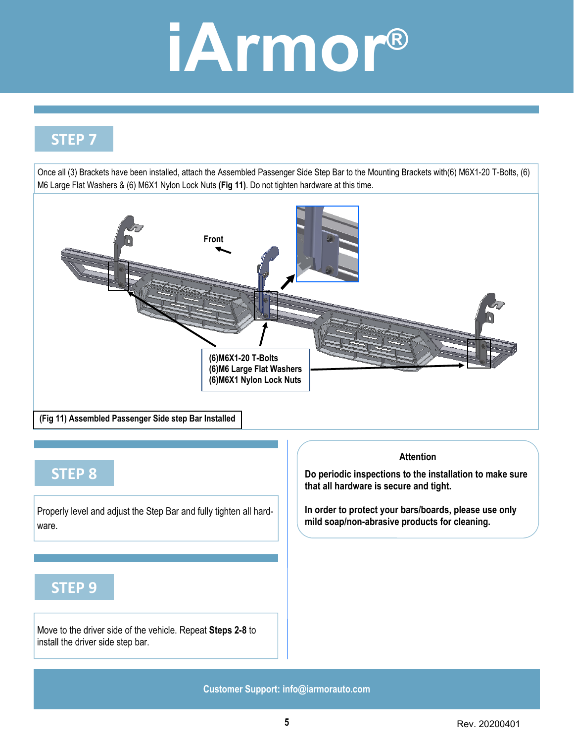# iArmor®

## STEP 7

Once all (3) Brackets have been installed, attach the Assembled Passenger Side Step Bar to the Mounting Brackets with(6) M6X1-20 T-Bolts, (6) M6 Large Flat Washers & (6) M6X1 Nylon Lock Nuts **(Fig 11)**. Do not tighten hardware at this time.

Front

(6)M6X1-20 T-Bolts
(6)M6 Large Flat Washers
(6)M6X1 Nylon Lock Nuts

**(Fig 11) Assembled Passenger Side step Bar Installed**

## STEP 8

Properly level and adjust the Step Bar and fully tighten all hardware.

## STEP 9

Move to the driver side of the vehicle. Repeat **Steps 2-8** to install the driver side step bar.

**Attention**

**Do periodic inspections to the installation to make sure that all hardware is secure and tight.**

**In order to protect your bars/boards, please use only mild soap/non-abrasive products for cleaning.**

**Customer Support: info@iarmorauto.com**

Rev. 20200401